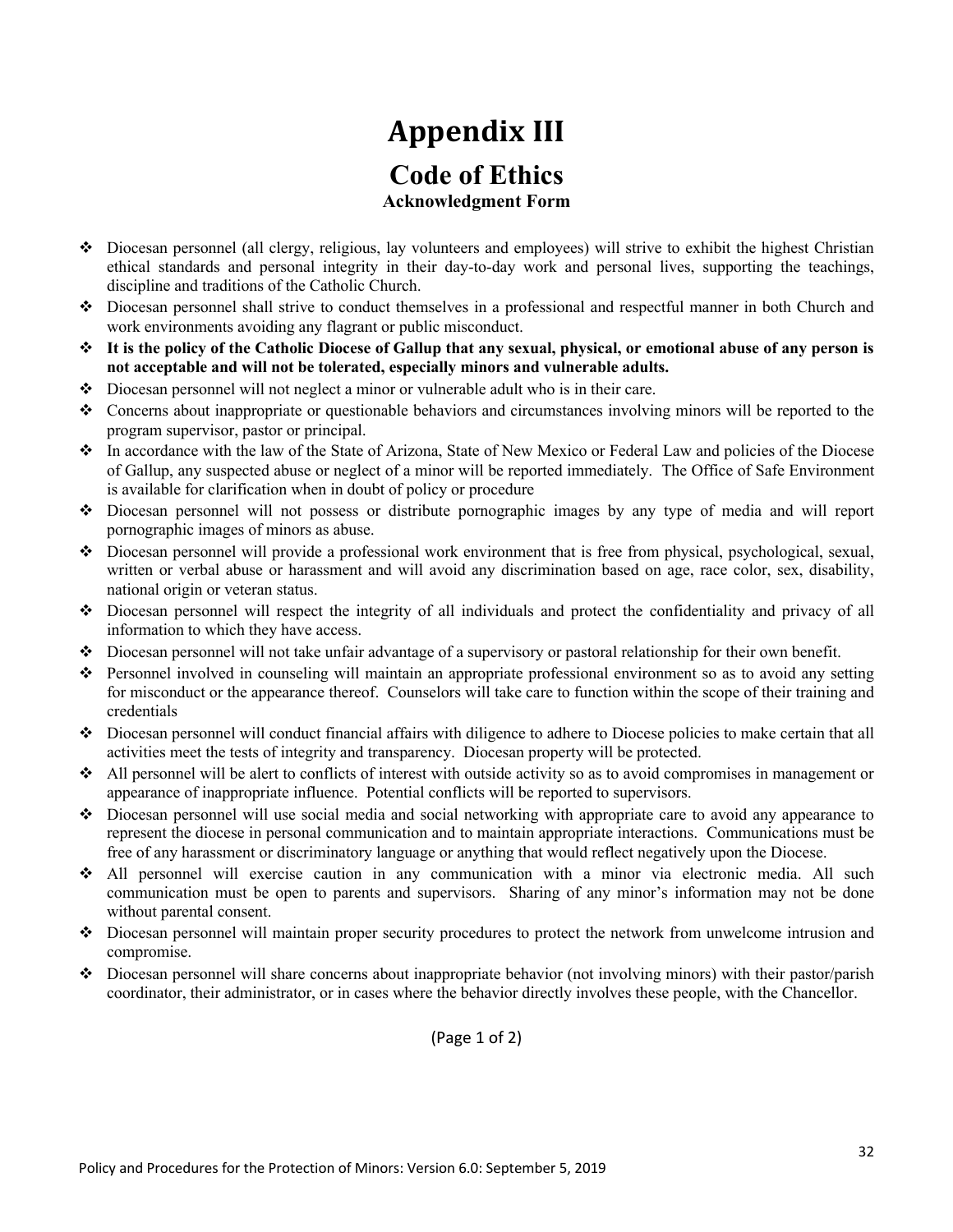# Appendix III

## Code of Ethics

### Acknowledgment Form

- Diocesan personnel (all clergy, religious, lay volunteers and employees) will strive to exhibit the highest Christian ethical standards and personal integrity in their day-to-day work and personal lives, supporting the teachings, discipline and traditions of the Catholic Church.
- Diocesan personnel shall strive to conduct themselves in a professional and respectful manner in both Church and work environments avoiding any flagrant or public misconduct.
- **It is the policy of the Catholic Diocese of Gallup that any sexual, physical, or emotional abuse of any person is not acceptable and will not be tolerated, especially minors and vulnerable adults.**
- Diocesan personnel will not neglect a minor or vulnerable adult who is in their care.
- Concerns about inappropriate or questionable behaviors and circumstances involving minors will be reported to the program supervisor, pastor or principal.
- In accordance with the law of the State of Arizona, State of New Mexico or Federal Law and policies of the Diocese of Gallup, any suspected abuse or neglect of a minor will be reported immediately. The Office of Safe Environment is available for clarification when in doubt of policy or procedure
- Diocesan personnel will not possess or distribute pornographic images by any type of media and will report pornographic images of minors as abuse.
- Diocesan personnel will provide a professional work environment that is free from physical, psychological, sexual, written or verbal abuse or harassment and will avoid any discrimination based on age, race color, sex, disability, national origin or veteran status.
- Diocesan personnel will respect the integrity of all individuals and protect the confidentiality and privacy of all information to which they have access.
- Diocesan personnel will not take unfair advantage of a supervisory or pastoral relationship for their own benefit.
- Personnel involved in counseling will maintain an appropriate professional environment so as to avoid any setting for misconduct or the appearance thereof. Counselors will take care to function within the scope of their training and credentials
- Diocesan personnel will conduct financial affairs with diligence to adhere to Diocese policies to make certain that all activities meet the tests of integrity and transparency. Diocesan property will be protected.
- All personnel will be alert to conflicts of interest with outside activity so as to avoid compromises in management or appearance of inappropriate influence. Potential conflicts will be reported to supervisors.
- Diocesan personnel will use social media and social networking with appropriate care to avoid any appearance to represent the diocese in personal communication and to maintain appropriate interactions. Communications must be free of any harassment or discriminatory language or anything that would reflect negatively upon the Diocese.
- All personnel will exercise caution in any communication with a minor via electronic media. All such communication must be open to parents and supervisors. Sharing of any minor's information may not be done without parental consent.
- Diocesan personnel will maintain proper security procedures to protect the network from unwelcome intrusion and compromise.
- Diocesan personnel will share concerns about inappropriate behavior (not involving minors) with their pastor/parish coordinator, their administrator, or in cases where the behavior directly involves these people, with the Chancellor.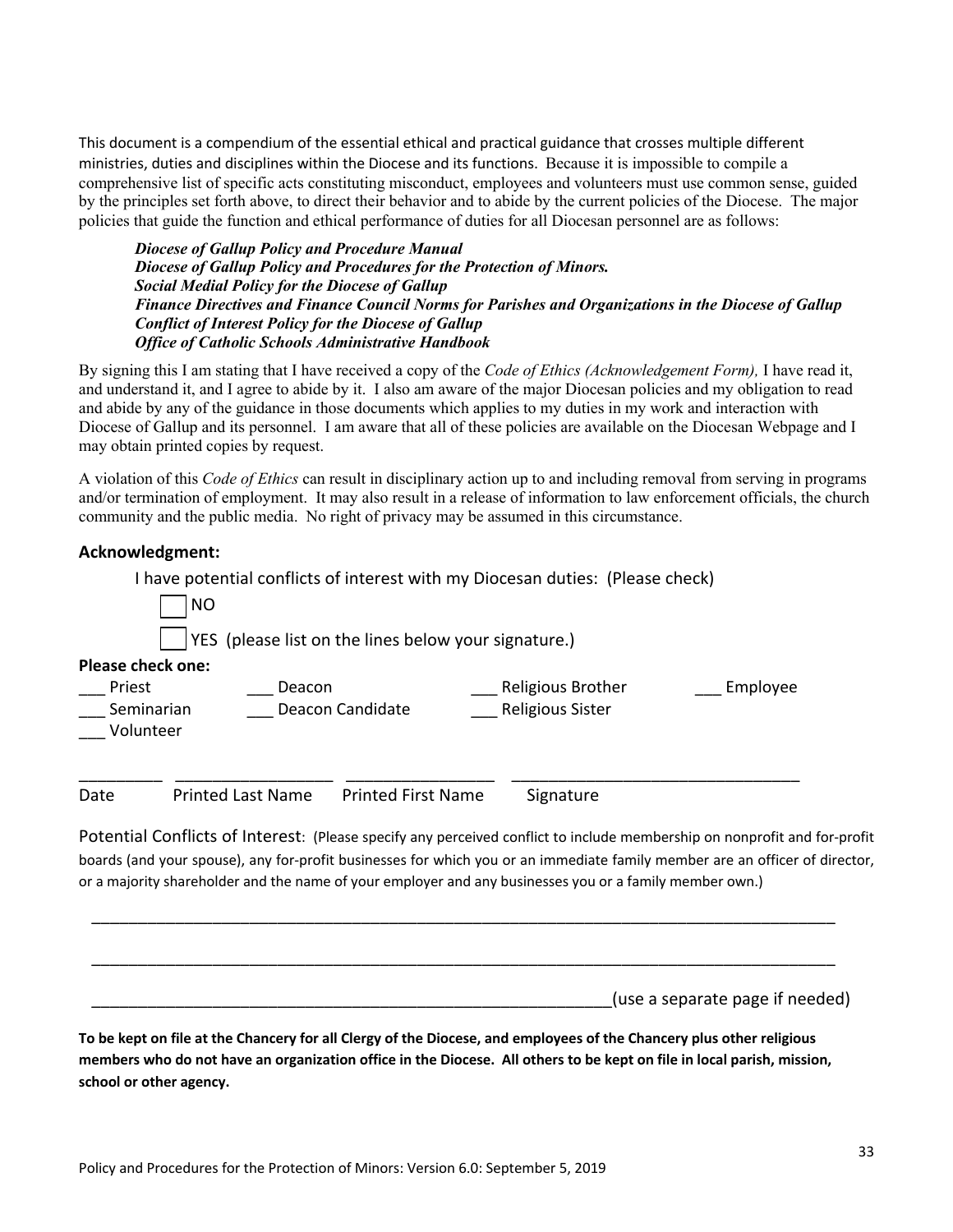This document is a compendium of the essential ethical and practical guidance that crosses multiple different ministries, duties and disciplines within the Diocese and its functions. Because it is impossible to compile a comprehensive list of specific acts constituting misconduct, employees and volunteers must use common sense, guided by the principles set forth above, to direct their behavior and to abide by the current policies of the Diocese. The major policies that guide the function and ethical performance of duties for all Diocesan personnel are as follows:

***Diocese of Gallup Policy and Procedure Manual***
***Diocese of Gallup Policy and Procedures for the Protection of Minors.***
***Social Medial Policy for the Diocese of Gallup***
***Finance Directives and Finance Council Norms for Parishes and Organizations in the Diocese of Gallup***
***Conflict of Interest Policy for the Diocese of Gallup***
***Office of Catholic Schools Administrative Handbook***

By signing this I am stating that I have received a copy of the *Code of Ethics (Acknowledgement Form),* I have read it, and understand it, and I agree to abide by it. I also am aware of the major Diocesan policies and my obligation to read and abide by any of the guidance in those documents which applies to my duties in my work and interaction with Diocese of Gallup and its personnel. I am aware that all of these policies are available on the Diocesan Webpage and I may obtain printed copies by request.

A violation of this *Code of Ethics* can result in disciplinary action up to and including removal from serving in programs and/or termination of employment. It may also result in a release of information to law enforcement officials, the church community and the public media. No right of privacy may be assumed in this circumstance.

## Acknowledgment:

I have potential conflicts of interest with my Diocesan duties: (Please check)

☐ NO

☐ YES (please list on the lines below your signature.)

**Please check one:**

___ Priest ___ Deacon ___ Religious Brother ___ Employee
___ Seminarian ___ Deacon Candidate ___ Religious Sister
___ Volunteer

__________ __________________ _________________ ________________________________
Date Printed Last Name Printed First Name Signature

Potential Conflicts of Interest: (Please specify any perceived conflict to include membership on nonprofit and for-profit boards (and your spouse), any for-profit businesses for which you or an immediate family member are an officer of director, or a majority shareholder and the name of your employer and any businesses you or a family member own.)

____________________________________________________________________________________

____________________________________________________________________________________

____________________________________________________________(use a separate page if needed)

**To be kept on file at the Chancery for all Clergy of the Diocese, and employees of the Chancery plus other religious members who do not have an organization office in the Diocese. All others to be kept on file in local parish, mission, school or other agency.**